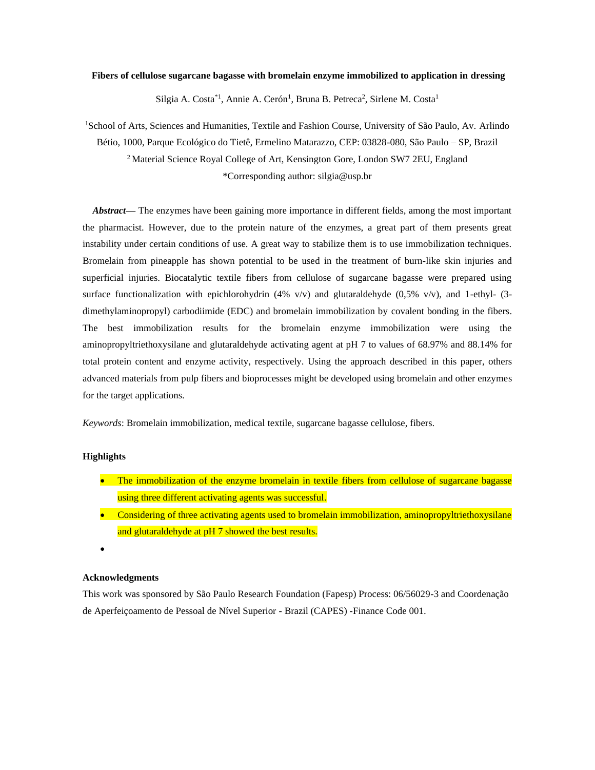**Fibers of cellulose sugarcane bagasse with bromelain enzyme immobilized to application in dressing**

Silgia A. Costa[*1], Annie A. Cerón[1], Bruna B. Petreca[2], Sirlene M. Costa[1]

[1]School of Arts, Sciences and Humanities, Textile and Fashion Course, University of São Paulo, Av. Arlindo Bétio, 1000, Parque Ecológico do Tietê, Ermelino Matarazzo, CEP: 03828-080, São Paulo – SP, Brazil

[2] Material Science Royal College of Art, Kensington Gore, London SW7 2EU, England

*Corresponding author: silgia@usp.br

***Abstract*—** The enzymes have been gaining more importance in different fields, among the most important the pharmacist. However, due to the protein nature of the enzymes, a great part of them presents great instability under certain conditions of use. A great way to stabilize them is to use immobilization techniques. Bromelain from pineapple has shown potential to be used in the treatment of burn-like skin injuries and superficial injuries. Biocatalytic textile fibers from cellulose of sugarcane bagasse were prepared using surface functionalization with epichlorohydrin (4% v/v) and glutaraldehyde (0,5% v/v), and 1-ethyl- (3-dimethylaminopropyl) carbodiimide (EDC) and bromelain immobilization by covalent bonding in the fibers. The best immobilization results for the bromelain enzyme immobilization were using the aminopropyltriethoxysilane and glutaraldehyde activating agent at pH 7 to values of 68.97% and 88.14% for total protein content and enzyme activity, respectively. Using the approach described in this paper, others advanced materials from pulp fibers and bioprocesses might be developed using bromelain and other enzymes for the target applications.

*Keywords*: Bromelain immobilization, medical textile, sugarcane bagasse cellulose, fibers.

**Highlights**

- The immobilization of the enzyme bromelain in textile fibers from cellulose of sugarcane bagasse using three different activating agents was successful.
- Considering of three activating agents used to bromelain immobilization, aminopropyltriethoxysilane and glutaraldehyde at pH 7 showed the best results.
-

**Acknowledgments**

This work was sponsored by São Paulo Research Foundation (Fapesp) Process: 06/56029-3 and Coordenação de Aperfeiçoamento de Pessoal de Nível Superior - Brazil (CAPES) -Finance Code 001.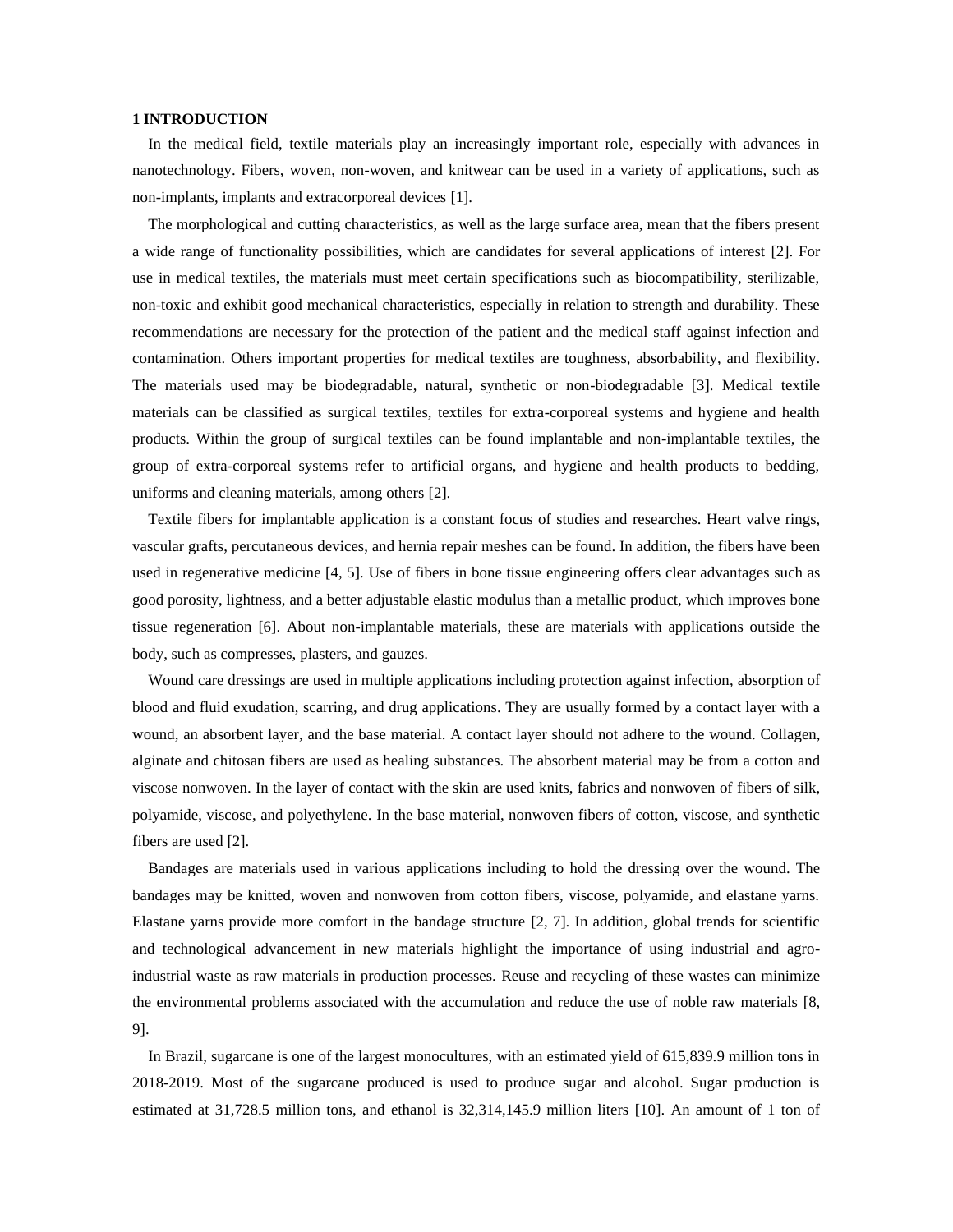## 1 INTRODUCTION

In the medical field, textile materials play an increasingly important role, especially with advances in nanotechnology. Fibers, woven, non-woven, and knitwear can be used in a variety of applications, such as non-implants, implants and extracorporeal devices [1].

The morphological and cutting characteristics, as well as the large surface area, mean that the fibers present a wide range of functionality possibilities, which are candidates for several applications of interest [2]. For use in medical textiles, the materials must meet certain specifications such as biocompatibility, sterilizable, non-toxic and exhibit good mechanical characteristics, especially in relation to strength and durability. These recommendations are necessary for the protection of the patient and the medical staff against infection and contamination. Others important properties for medical textiles are toughness, absorbability, and flexibility. The materials used may be biodegradable, natural, synthetic or non-biodegradable [3]. Medical textile materials can be classified as surgical textiles, textiles for extra-corporeal systems and hygiene and health products. Within the group of surgical textiles can be found implantable and non-implantable textiles, the group of extra-corporeal systems refer to artificial organs, and hygiene and health products to bedding, uniforms and cleaning materials, among others [2].

Textile fibers for implantable application is a constant focus of studies and researches. Heart valve rings, vascular grafts, percutaneous devices, and hernia repair meshes can be found. In addition, the fibers have been used in regenerative medicine [4, 5]. Use of fibers in bone tissue engineering offers clear advantages such as good porosity, lightness, and a better adjustable elastic modulus than a metallic product, which improves bone tissue regeneration [6]. About non-implantable materials, these are materials with applications outside the body, such as compresses, plasters, and gauzes.

Wound care dressings are used in multiple applications including protection against infection, absorption of blood and fluid exudation, scarring, and drug applications. They are usually formed by a contact layer with a wound, an absorbent layer, and the base material. A contact layer should not adhere to the wound. Collagen, alginate and chitosan fibers are used as healing substances. The absorbent material may be from a cotton and viscose nonwoven. In the layer of contact with the skin are used knits, fabrics and nonwoven of fibers of silk, polyamide, viscose, and polyethylene. In the base material, nonwoven fibers of cotton, viscose, and synthetic fibers are used [2].

Bandages are materials used in various applications including to hold the dressing over the wound. The bandages may be knitted, woven and nonwoven from cotton fibers, viscose, polyamide, and elastane yarns. Elastane yarns provide more comfort in the bandage structure [2, 7]. In addition, global trends for scientific and technological advancement in new materials highlight the importance of using industrial and agro-industrial waste as raw materials in production processes. Reuse and recycling of these wastes can minimize the environmental problems associated with the accumulation and reduce the use of noble raw materials [8, 9].

In Brazil, sugarcane is one of the largest monocultures, with an estimated yield of 615,839.9 million tons in 2018-2019. Most of the sugarcane produced is used to produce sugar and alcohol. Sugar production is estimated at 31,728.5 million tons, and ethanol is 32,314,145.9 million liters [10]. An amount of 1 ton of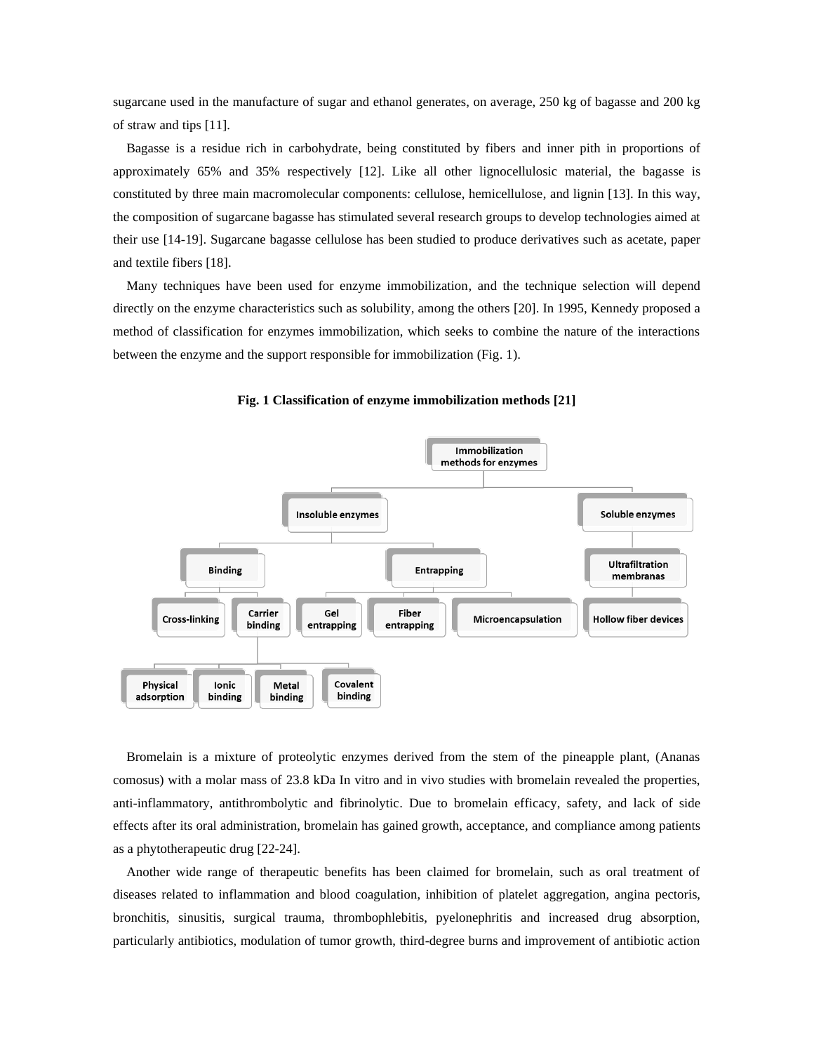sugarcane used in the manufacture of sugar and ethanol generates, on average, 250 kg of bagasse and 200 kg of straw and tips [11].

Bagasse is a residue rich in carbohydrate, being constituted by fibers and inner pith in proportions of approximately 65% and 35% respectively [12]. Like all other lignocellulosic material, the bagasse is constituted by three main macromolecular components: cellulose, hemicellulose, and lignin [13]. In this way, the composition of sugarcane bagasse has stimulated several research groups to develop technologies aimed at their use [14-19]. Sugarcane bagasse cellulose has been studied to produce derivatives such as acetate, paper and textile fibers [18].

Many techniques have been used for enzyme immobilization, and the technique selection will depend directly on the enzyme characteristics such as solubility, among the others [20]. In 1995, Kennedy proposed a method of classification for enzymes immobilization, which seeks to combine the nature of the interactions between the enzyme and the support responsible for immobilization (Fig. 1).

**Fig. 1 Classification of enzyme immobilization methods [21]**

- Immobilization methods for enzymes
  - Insoluble enzymes
    - Binding
      - Cross-linking
      - Carrier binding
        - Physical adsorption
        - Ionic binding
        - Metal binding
        - Covalent binding
    - Entrapping
      - Gel entrapping
      - Fiber entrapping
      - Microencapsulation
  - Soluble enzymes
    - Ultrafiltration membranas
      - Hollow fiber devices

Bromelain is a mixture of proteolytic enzymes derived from the stem of the pineapple plant, (Ananas comosus) with a molar mass of 23.8 kDa In vitro and in vivo studies with bromelain revealed the properties, anti-inflammatory, antithrombolytic and fibrinolytic. Due to bromelain efficacy, safety, and lack of side effects after its oral administration, bromelain has gained growth, acceptance, and compliance among patients as a phytotherapeutic drug [22-24].

Another wide range of therapeutic benefits has been claimed for bromelain, such as oral treatment of diseases related to inflammation and blood coagulation, inhibition of platelet aggregation, angina pectoris, bronchitis, sinusitis, surgical trauma, thrombophlebitis, pyelonephritis and increased drug absorption, particularly antibiotics, modulation of tumor growth, third-degree burns and improvement of antibiotic action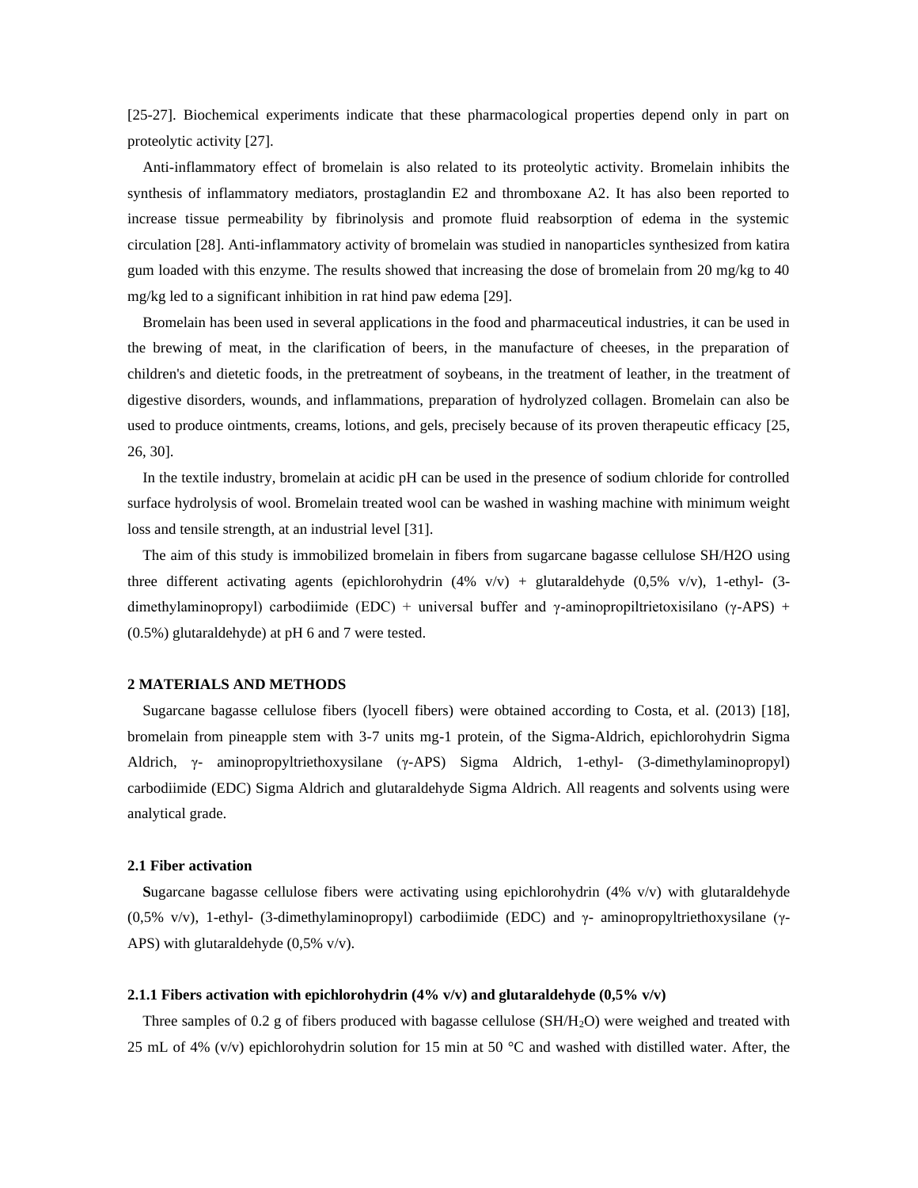[25-27]. Biochemical experiments indicate that these pharmacological properties depend only in part on proteolytic activity [27].

Anti-inflammatory effect of bromelain is also related to its proteolytic activity. Bromelain inhibits the synthesis of inflammatory mediators, prostaglandin E2 and thromboxane A2. It has also been reported to increase tissue permeability by fibrinolysis and promote fluid reabsorption of edema in the systemic circulation [28]. Anti-inflammatory activity of bromelain was studied in nanoparticles synthesized from katira gum loaded with this enzyme. The results showed that increasing the dose of bromelain from 20 mg/kg to 40 mg/kg led to a significant inhibition in rat hind paw edema [29].

Bromelain has been used in several applications in the food and pharmaceutical industries, it can be used in the brewing of meat, in the clarification of beers, in the manufacture of cheeses, in the preparation of children's and dietetic foods, in the pretreatment of soybeans, in the treatment of leather, in the treatment of digestive disorders, wounds, and inflammations, preparation of hydrolyzed collagen. Bromelain can also be used to produce ointments, creams, lotions, and gels, precisely because of its proven therapeutic efficacy [25, 26, 30].

In the textile industry, bromelain at acidic pH can be used in the presence of sodium chloride for controlled surface hydrolysis of wool. Bromelain treated wool can be washed in washing machine with minimum weight loss and tensile strength, at an industrial level [31].

The aim of this study is immobilized bromelain in fibers from sugarcane bagasse cellulose SH/H2O using three different activating agents (epichlorohydrin (4% v/v) + glutaraldehyde (0,5% v/v), 1-ethyl- (3-dimethylaminopropyl) carbodiimide (EDC) + universal buffer and γ-aminopropiltrietoxisilano (γ-APS) + (0.5%) glutaraldehyde) at pH 6 and 7 were tested.

## 2 MATERIALS AND METHODS

Sugarcane bagasse cellulose fibers (lyocell fibers) were obtained according to Costa, et al. (2013) [18], bromelain from pineapple stem with 3-7 units mg-1 protein, of the Sigma-Aldrich, epichlorohydrin Sigma Aldrich, γ- aminopropyltriethoxysilane (γ-APS) Sigma Aldrich, 1-ethyl- (3-dimethylaminopropyl) carbodiimide (EDC) Sigma Aldrich and glutaraldehyde Sigma Aldrich. All reagents and solvents using were analytical grade.

### 2.1 Fiber activation

**S**ugarcane bagasse cellulose fibers were activating using epichlorohydrin (4% v/v) with glutaraldehyde (0,5% v/v), 1-ethyl- (3-dimethylaminopropyl) carbodiimide (EDC) and γ- aminopropyltriethoxysilane (γ-APS) with glutaraldehyde (0,5% v/v).

#### 2.1.1 Fibers activation with epichlorohydrin (4% v/v) and glutaraldehyde (0,5% v/v)

Three samples of 0.2 g of fibers produced with bagasse cellulose (SH/$H_2O$) were weighed and treated with 25 mL of 4% (v/v) epichlorohydrin solution for 15 min at 50 °C and washed with distilled water. After, the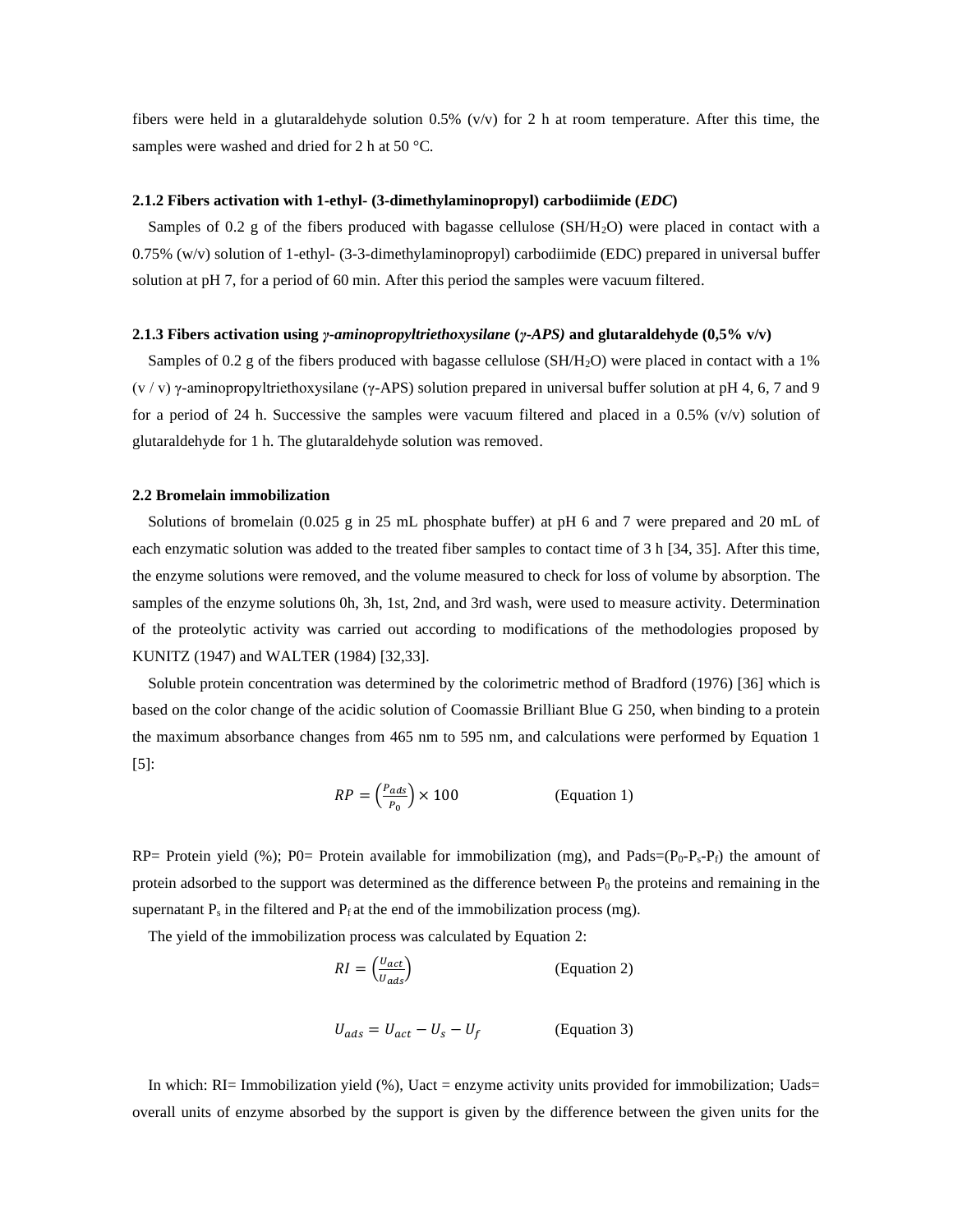fibers were held in a glutaraldehyde solution 0.5% (v/v) for 2 h at room temperature. After this time, the samples were washed and dried for 2 h at 50 °C.

### 2.1.2 Fibers activation with 1-ethyl- (3-dimethylaminopropyl) carbodiimide (*EDC*)

Samples of 0.2 g of the fibers produced with bagasse cellulose (SH/$H_2O$) were placed in contact with a 0.75% (w/v) solution of 1-ethyl- (3-3-dimethylaminopropyl) carbodiimide (EDC) prepared in universal buffer solution at pH 7, for a period of 60 min. After this period the samples were vacuum filtered.

### 2.1.3 Fibers activation using *γ-aminopropyltriethoxysilane* (*γ-APS)* and glutaraldehyde (0,5% v/v)

Samples of 0.2 g of the fibers produced with bagasse cellulose (SH/$H_2O$) were placed in contact with a 1% (v / v) γ-aminopropyltriethoxysilane (γ-APS) solution prepared in universal buffer solution at pH 4, 6, 7 and 9 for a period of 24 h. Successive the samples were vacuum filtered and placed in a 0.5% (v/v) solution of glutaraldehyde for 1 h. The glutaraldehyde solution was removed.

## 2.2 Bromelain immobilization

Solutions of bromelain (0.025 g in 25 mL phosphate buffer) at pH 6 and 7 were prepared and 20 mL of each enzymatic solution was added to the treated fiber samples to contact time of 3 h [34, 35]. After this time, the enzyme solutions were removed, and the volume measured to check for loss of volume by absorption. The samples of the enzyme solutions 0h, 3h, 1st, 2nd, and 3rd wash, were used to measure activity. Determination of the proteolytic activity was carried out according to modifications of the methodologies proposed by KUNITZ (1947) and WALTER (1984) [32,33].

Soluble protein concentration was determined by the colorimetric method of Bradford (1976) [36] which is based on the color change of the acidic solution of Coomassie Brilliant Blue G 250, when binding to a protein the maximum absorbance changes from 465 nm to 595 nm, and calculations were performed by Equation 1 [5]:

$$RP = \left(\frac{P_{ads}}{P_0}\right) \times 100 \qquad \text{(Equation 1)}$$

RP= Protein yield (%); P0= Protein available for immobilization (mg), and Pads=($P_0$-$P_s$-$P_f$) the amount of protein adsorbed to the support was determined as the difference between $P_0$ the proteins and remaining in the supernatant $P_s$ in the filtered and $P_f$ at the end of the immobilization process (mg).

The yield of the immobilization process was calculated by Equation 2:

$$RI = \left(\frac{U_{act}}{U_{ads}}\right) \qquad \text{(Equation 2)}$$

$$U_{ads} = U_{act} - U_s - U_f \qquad \text{(Equation 3)}$$

In which: RI= Immobilization yield (%), Uact = enzyme activity units provided for immobilization; Uads= overall units of enzyme absorbed by the support is given by the difference between the given units for the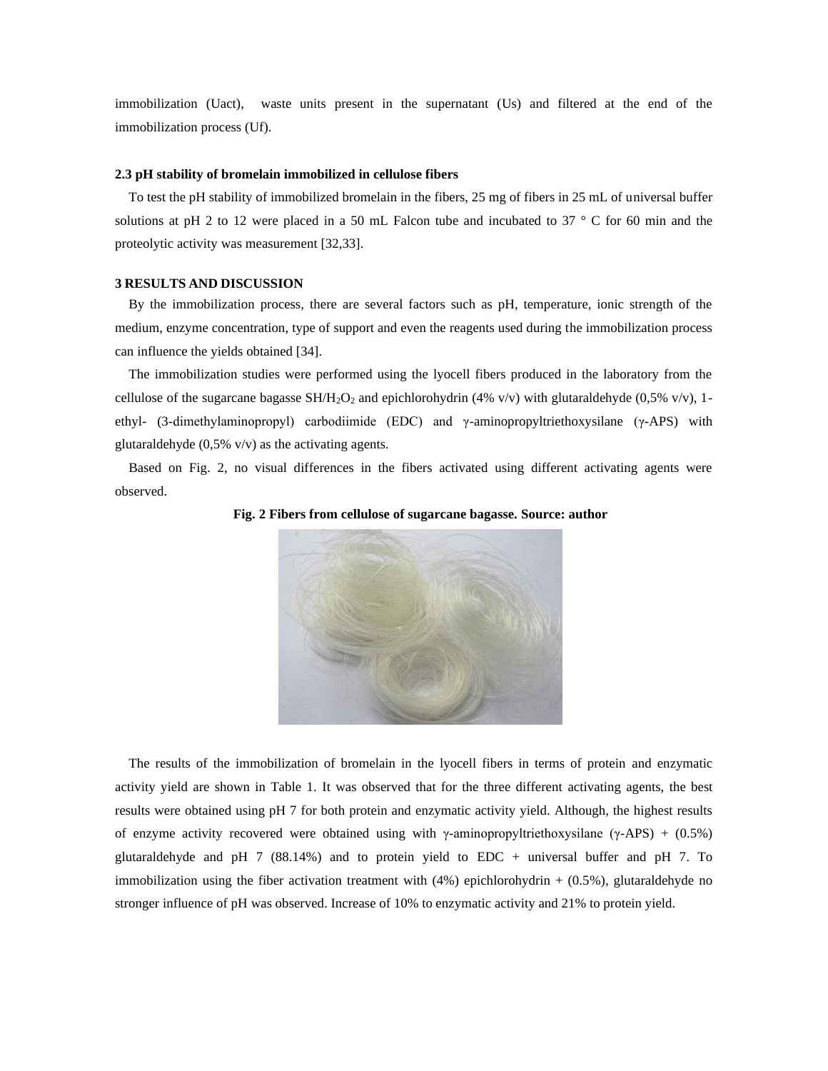immobilization (Uact), waste units present in the supernatant (Us) and filtered at the end of the immobilization process (Uf).

### 2.3 pH stability of bromelain immobilized in cellulose fibers

To test the pH stability of immobilized bromelain in the fibers, 25 mg of fibers in 25 mL of universal buffer solutions at pH 2 to 12 were placed in a 50 mL Falcon tube and incubated to 37 ° C for 60 min and the proteolytic activity was measurement [32,33].

## 3 RESULTS AND DISCUSSION

By the immobilization process, there are several factors such as pH, temperature, ionic strength of the medium, enzyme concentration, type of support and even the reagents used during the immobilization process can influence the yields obtained [34].

The immobilization studies were performed using the lyocell fibers produced in the laboratory from the cellulose of the sugarcane bagasse SH/$H_2O_2$ and epichlorohydrin (4% v/v) with glutaraldehyde (0,5% v/v), 1-ethyl- (3-dimethylaminopropyl) carbodiimide (EDC) and γ-aminopropyltriethoxysilane (γ-APS) with glutaraldehyde (0,5% v/v) as the activating agents.

Based on Fig. 2, no visual differences in the fibers activated using different activating agents were observed.

**Fig. 2 Fibers from cellulose of sugarcane bagasse. Source: author**

The results of the immobilization of bromelain in the lyocell fibers in terms of protein and enzymatic activity yield are shown in Table 1. It was observed that for the three different activating agents, the best results were obtained using pH 7 for both protein and enzymatic activity yield. Although, the highest results of enzyme activity recovered were obtained using with γ-aminopropyltriethoxysilane (γ-APS) + (0.5%) glutaraldehyde and pH 7 (88.14%) and to protein yield to EDC + universal buffer and pH 7. To immobilization using the fiber activation treatment with (4%) epichlorohydrin + (0.5%), glutaraldehyde no stronger influence of pH was observed. Increase of 10% to enzymatic activity and 21% to protein yield.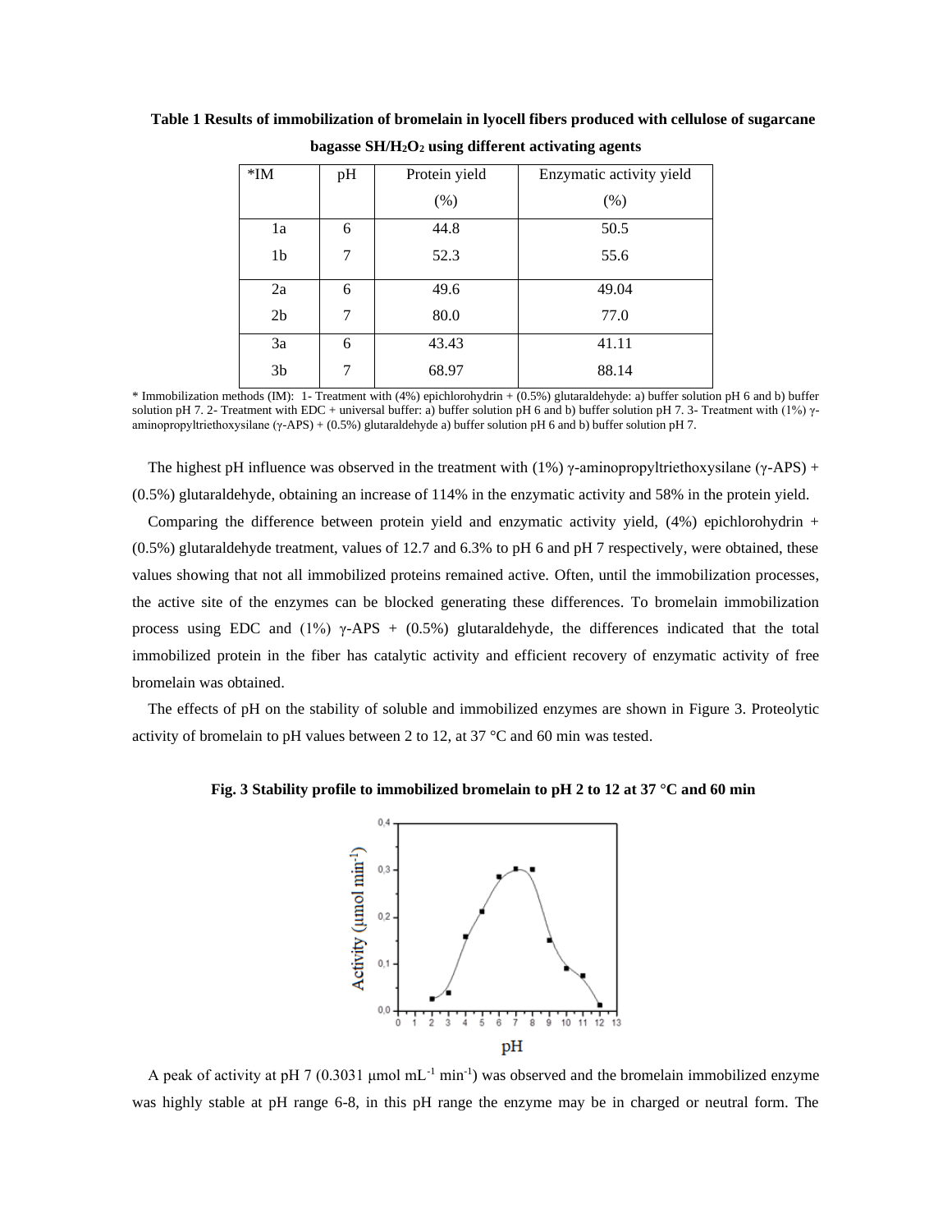**Table 1 Results of immobilization of bromelain in lyocell fibers produced with cellulose of sugarcane bagasse SH/$H_2O_2$ using different activating agents**

| *IM | pH | Protein yield (%) | Enzymatic activity yield (%) |
|---|---|---|---|
| 1a | 6 | 44.8 | 50.5 |
| 1b | 7 | 52.3 | 55.6 |
| 2a | 6 | 49.6 | 49.04 |
| 2b | 7 | 80.0 | 77.0 |
| 3a | 6 | 43.43 | 41.11 |
| 3b | 7 | 68.97 | 88.14 |

* Immobilization methods (IM): 1- Treatment with (4%) epichlorohydrin + (0.5%) glutaraldehyde: a) buffer solution pH 6 and b) buffer solution pH 7. 2- Treatment with EDC + universal buffer: a) buffer solution pH 6 and b) buffer solution pH 7. 3- Treatment with (1%) γ-aminopropyltriethoxysilane (γ-APS) + (0.5%) glutaraldehyde a) buffer solution pH 6 and b) buffer solution pH 7.

The highest pH influence was observed in the treatment with (1%) γ-aminopropyltriethoxysilane (γ-APS) + (0.5%) glutaraldehyde, obtaining an increase of 114% in the enzymatic activity and 58% in the protein yield.

Comparing the difference between protein yield and enzymatic activity yield, (4%) epichlorohydrin + (0.5%) glutaraldehyde treatment, values of 12.7 and 6.3% to pH 6 and pH 7 respectively, were obtained, these values showing that not all immobilized proteins remained active. Often, until the immobilization processes, the active site of the enzymes can be blocked generating these differences. To bromelain immobilization process using EDC and (1%) γ-APS + (0.5%) glutaraldehyde, the differences indicated that the total immobilized protein in the fiber has catalytic activity and efficient recovery of enzymatic activity of free bromelain was obtained.

The effects of pH on the stability of soluble and immobilized enzymes are shown in Figure 3. Proteolytic activity of bromelain to pH values between 2 to 12, at 37 °C and 60 min was tested.

**Fig. 3 Stability profile to immobilized bromelain to pH 2 to 12 at 37 °C and 60 min**

A peak of activity at pH 7 (0.3031 μmol $mL^{-1}$ $min^{-1}$) was observed and the bromelain immobilized enzyme was highly stable at pH range 6-8, in this pH range the enzyme may be in charged or neutral form. The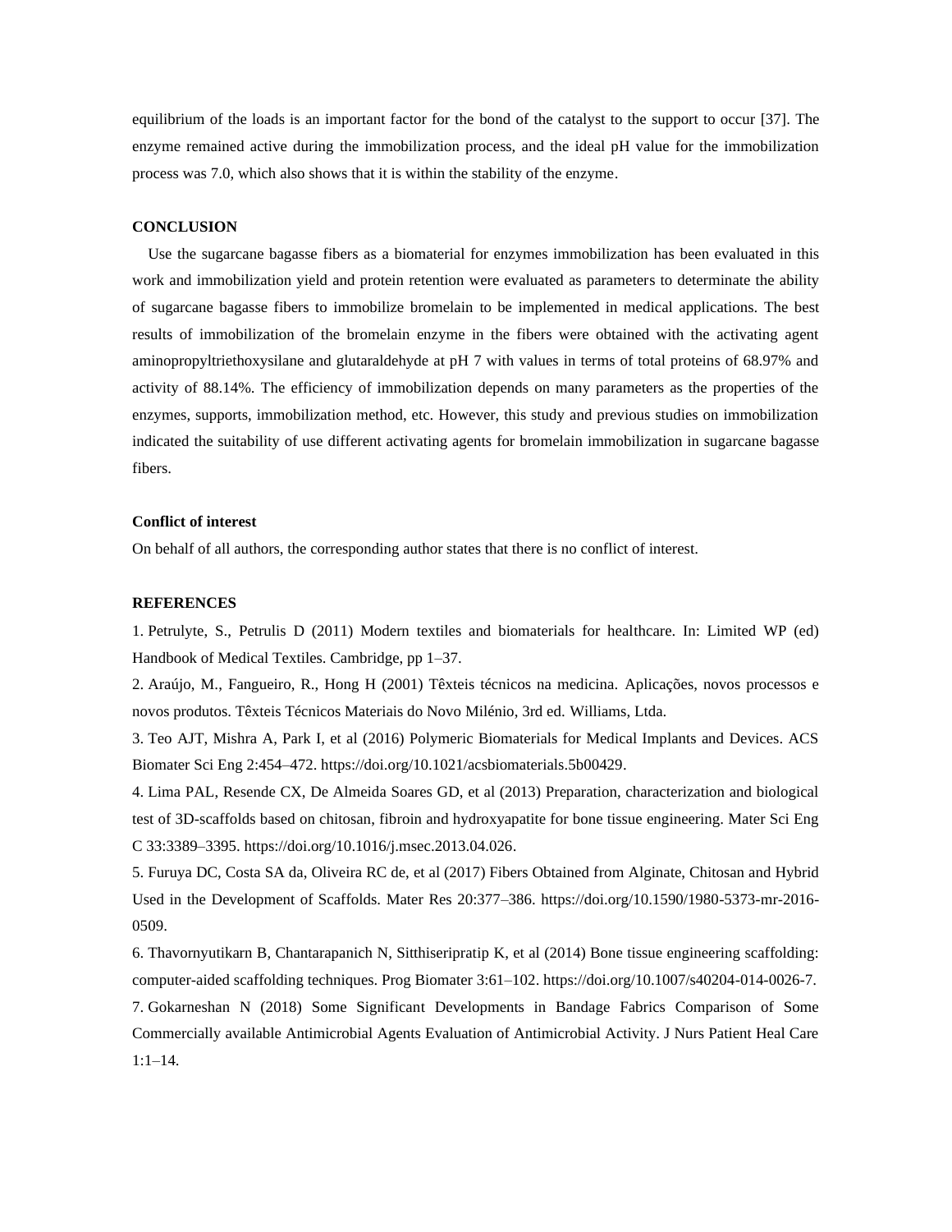equilibrium of the loads is an important factor for the bond of the catalyst to the support to occur [37]. The enzyme remained active during the immobilization process, and the ideal pH value for the immobilization process was 7.0, which also shows that it is within the stability of the enzyme.

## CONCLUSION

Use the sugarcane bagasse fibers as a biomaterial for enzymes immobilization has been evaluated in this work and immobilization yield and protein retention were evaluated as parameters to determinate the ability of sugarcane bagasse fibers to immobilize bromelain to be implemented in medical applications. The best results of immobilization of the bromelain enzyme in the fibers were obtained with the activating agent aminopropyltriethoxysilane and glutaraldehyde at pH 7 with values in terms of total proteins of 68.97% and activity of 88.14%. The efficiency of immobilization depends on many parameters as the properties of the enzymes, supports, immobilization method, etc. However, this study and previous studies on immobilization indicated the suitability of use different activating agents for bromelain immobilization in sugarcane bagasse fibers.

### Conflict of interest

On behalf of all authors, the corresponding author states that there is no conflict of interest.

## REFERENCES

1. Petrulyte, S., Petrulis D (2011) Modern textiles and biomaterials for healthcare. In: Limited WP (ed) Handbook of Medical Textiles. Cambridge, pp 1–37.
2. Araújo, M., Fangueiro, R., Hong H (2001) Têxteis técnicos na medicina. Aplicações, novos processos e novos produtos. Têxteis Técnicos Materiais do Novo Milénio, 3rd ed. Williams, Ltda.
3. Teo AJT, Mishra A, Park I, et al (2016) Polymeric Biomaterials for Medical Implants and Devices. ACS Biomater Sci Eng 2:454–472. https://doi.org/10.1021/acsbiomaterials.5b00429.
4. Lima PAL, Resende CX, De Almeida Soares GD, et al (2013) Preparation, characterization and biological test of 3D-scaffolds based on chitosan, fibroin and hydroxyapatite for bone tissue engineering. Mater Sci Eng C 33:3389–3395. https://doi.org/10.1016/j.msec.2013.04.026.
5. Furuya DC, Costa SA da, Oliveira RC de, et al (2017) Fibers Obtained from Alginate, Chitosan and Hybrid Used in the Development of Scaffolds. Mater Res 20:377–386. https://doi.org/10.1590/1980-5373-mr-2016-0509.
6. Thavornyutikarn B, Chantarapanich N, Sitthiseripratip K, et al (2014) Bone tissue engineering scaffolding: computer-aided scaffolding techniques. Prog Biomater 3:61–102. https://doi.org/10.1007/s40204-014-0026-7.
7. Gokarneshan N (2018) Some Significant Developments in Bandage Fabrics Comparison of Some Commercially available Antimicrobial Agents Evaluation of Antimicrobial Activity. J Nurs Patient Heal Care 1:1–14.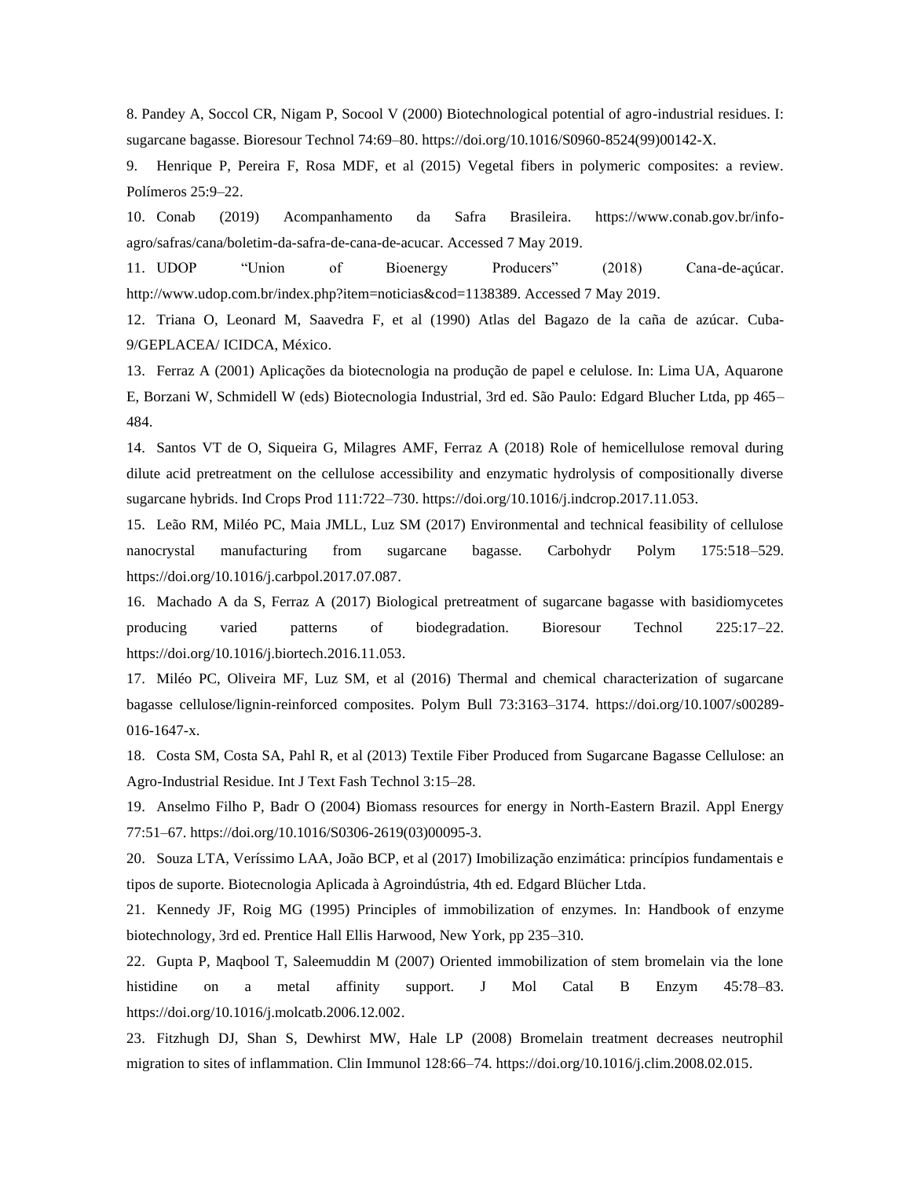8. Pandey A, Soccol CR, Nigam P, Socool V (2000) Biotechnological potential of agro-industrial residues. I: sugarcane bagasse. Bioresour Technol 74:69–80. https://doi.org/10.1016/S0960-8524(99)00142-X.

9. Henrique P, Pereira F, Rosa MDF, et al (2015) Vegetal fibers in polymeric composites: a review. Polímeros 25:9–22.

10. Conab (2019) Acompanhamento da Safra Brasileira. https://www.conab.gov.br/info-agro/safras/cana/boletim-da-safra-de-cana-de-acucar. Accessed 7 May 2019.

11. UDOP "Union of Bioenergy Producers" (2018) Cana-de-açúcar. http://www.udop.com.br/index.php?item=noticias&cod=1138389. Accessed 7 May 2019.

12. Triana O, Leonard M, Saavedra F, et al (1990) Atlas del Bagazo de la caña de azúcar. Cuba-9/GEPLACEA/ ICIDCA, México.

13. Ferraz A (2001) Aplicações da biotecnologia na produção de papel e celulose. In: Lima UA, Aquarone E, Borzani W, Schmidell W (eds) Biotecnologia Industrial, 3rd ed. São Paulo: Edgard Blucher Ltda, pp 465–484.

14. Santos VT de O, Siqueira G, Milagres AMF, Ferraz A (2018) Role of hemicellulose removal during dilute acid pretreatment on the cellulose accessibility and enzymatic hydrolysis of compositionally diverse sugarcane hybrids. Ind Crops Prod 111:722–730. https://doi.org/10.1016/j.indcrop.2017.11.053.

15. Leão RM, Miléo PC, Maia JMLL, Luz SM (2017) Environmental and technical feasibility of cellulose nanocrystal manufacturing from sugarcane bagasse. Carbohydr Polym 175:518–529. https://doi.org/10.1016/j.carbpol.2017.07.087.

16. Machado A da S, Ferraz A (2017) Biological pretreatment of sugarcane bagasse with basidiomycetes producing varied patterns of biodegradation. Bioresour Technol 225:17–22. https://doi.org/10.1016/j.biortech.2016.11.053.

17. Miléo PC, Oliveira MF, Luz SM, et al (2016) Thermal and chemical characterization of sugarcane bagasse cellulose/lignin-reinforced composites. Polym Bull 73:3163–3174. https://doi.org/10.1007/s00289-016-1647-x.

18. Costa SM, Costa SA, Pahl R, et al (2013) Textile Fiber Produced from Sugarcane Bagasse Cellulose: an Agro-Industrial Residue. Int J Text Fash Technol 3:15–28.

19. Anselmo Filho P, Badr O (2004) Biomass resources for energy in North-Eastern Brazil. Appl Energy 77:51–67. https://doi.org/10.1016/S0306-2619(03)00095-3.

20. Souza LTA, Veríssimo LAA, João BCP, et al (2017) Imobilização enzimática: princípios fundamentais e tipos de suporte. Biotecnologia Aplicada à Agroindústria, 4th ed. Edgard Blücher Ltda.

21. Kennedy JF, Roig MG (1995) Principles of immobilization of enzymes. In: Handbook of enzyme biotechnology, 3rd ed. Prentice Hall Ellis Harwood, New York, pp 235–310.

22. Gupta P, Maqbool T, Saleemuddin M (2007) Oriented immobilization of stem bromelain via the lone histidine on a metal affinity support. J Mol Catal B Enzym 45:78–83. https://doi.org/10.1016/j.molcatb.2006.12.002.

23. Fitzhugh DJ, Shan S, Dewhirst MW, Hale LP (2008) Bromelain treatment decreases neutrophil migration to sites of inflammation. Clin Immunol 128:66–74. https://doi.org/10.1016/j.clim.2008.02.015.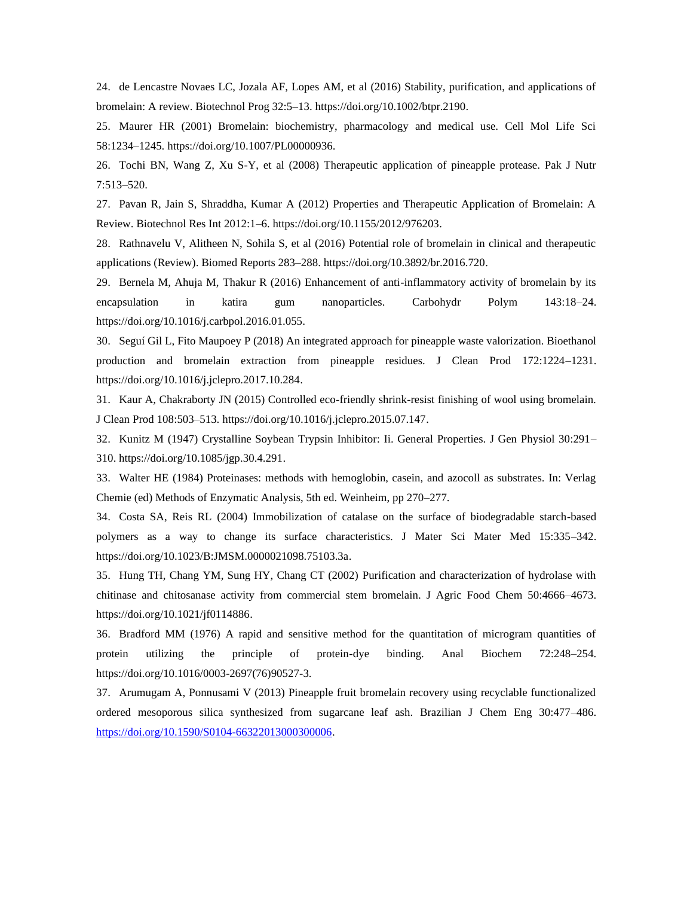24. de Lencastre Novaes LC, Jozala AF, Lopes AM, et al (2016) Stability, purification, and applications of bromelain: A review. Biotechnol Prog 32:5–13. https://doi.org/10.1002/btpr.2190.

25. Maurer HR (2001) Bromelain: biochemistry, pharmacology and medical use. Cell Mol Life Sci 58:1234–1245. https://doi.org/10.1007/PL00000936.

26. Tochi BN, Wang Z, Xu S-Y, et al (2008) Therapeutic application of pineapple protease. Pak J Nutr 7:513–520.

27. Pavan R, Jain S, Shraddha, Kumar A (2012) Properties and Therapeutic Application of Bromelain: A Review. Biotechnol Res Int 2012:1–6. https://doi.org/10.1155/2012/976203.

28. Rathnavelu V, Alitheen N, Sohila S, et al (2016) Potential role of bromelain in clinical and therapeutic applications (Review). Biomed Reports 283–288. https://doi.org/10.3892/br.2016.720.

29. Bernela M, Ahuja M, Thakur R (2016) Enhancement of anti-inflammatory activity of bromelain by its encapsulation in katira gum nanoparticles. Carbohydr Polym 143:18–24. https://doi.org/10.1016/j.carbpol.2016.01.055.

30. Seguí Gil L, Fito Maupoey P (2018) An integrated approach for pineapple waste valorization. Bioethanol production and bromelain extraction from pineapple residues. J Clean Prod 172:1224–1231. https://doi.org/10.1016/j.jclepro.2017.10.284.

31. Kaur A, Chakraborty JN (2015) Controlled eco-friendly shrink-resist finishing of wool using bromelain. J Clean Prod 108:503–513. https://doi.org/10.1016/j.jclepro.2015.07.147.

32. Kunitz M (1947) Crystalline Soybean Trypsin Inhibitor: Ii. General Properties. J Gen Physiol 30:291–310. https://doi.org/10.1085/jgp.30.4.291.

33. Walter HE (1984) Proteinases: methods with hemoglobin, casein, and azocoll as substrates. In: Verlag Chemie (ed) Methods of Enzymatic Analysis, 5th ed. Weinheim, pp 270–277.

34. Costa SA, Reis RL (2004) Immobilization of catalase on the surface of biodegradable starch-based polymers as a way to change its surface characteristics. J Mater Sci Mater Med 15:335–342. https://doi.org/10.1023/B:JMSM.0000021098.75103.3a.

35. Hung TH, Chang YM, Sung HY, Chang CT (2002) Purification and characterization of hydrolase with chitinase and chitosanase activity from commercial stem bromelain. J Agric Food Chem 50:4666–4673. https://doi.org/10.1021/jf0114886.

36. Bradford MM (1976) A rapid and sensitive method for the quantitation of microgram quantities of protein utilizing the principle of protein-dye binding. Anal Biochem 72:248–254. https://doi.org/10.1016/0003-2697(76)90527-3.

37. Arumugam A, Ponnusami V (2013) Pineapple fruit bromelain recovery using recyclable functionalized ordered mesoporous silica synthesized from sugarcane leaf ash. Brazilian J Chem Eng 30:477–486. https://doi.org/10.1590/S0104-66322013000300006.